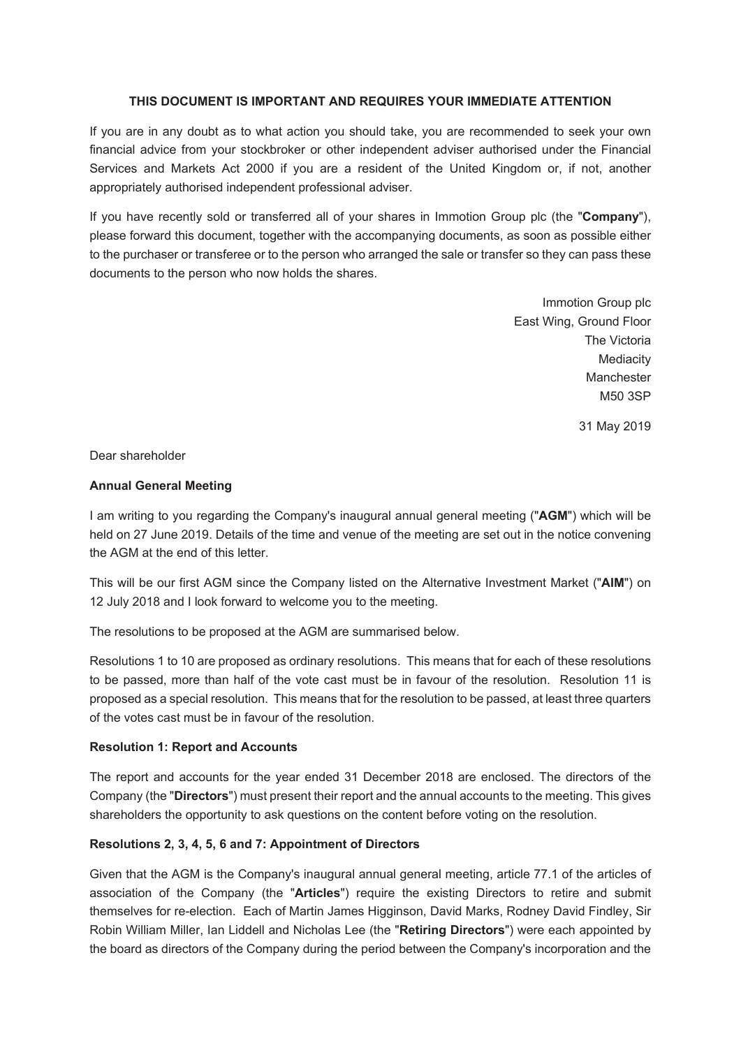**THIS DOCUMENT IS IMPORTANT AND REQUIRES YOUR IMMEDIATE ATTENTION**

If you are in any doubt as to what action you should take, you are recommended to seek your own financial advice from your stockbroker or other independent adviser authorised under the Financial Services and Markets Act 2000 if you are a resident of the United Kingdom or, if not, another appropriately authorised independent professional adviser.

If you have recently sold or transferred all of your shares in Immotion Group plc (the "**Company**"), please forward this document, together with the accompanying documents, as soon as possible either to the purchaser or transferee or to the person who arranged the sale or transfer so they can pass these documents to the person who now holds the shares.

Immotion Group plc
East Wing, Ground Floor
The Victoria
Mediacity
Manchester
M50 3SP

31 May 2019

Dear shareholder

**Annual General Meeting**

I am writing to you regarding the Company's inaugural annual general meeting ("**AGM**") which will be held on 27 June 2019. Details of the time and venue of the meeting are set out in the notice convening the AGM at the end of this letter.

This will be our first AGM since the Company listed on the Alternative Investment Market ("**AIM**") on 12 July 2018 and I look forward to welcome you to the meeting.

The resolutions to be proposed at the AGM are summarised below.

Resolutions 1 to 10 are proposed as ordinary resolutions. This means that for each of these resolutions to be passed, more than half of the vote cast must be in favour of the resolution. Resolution 11 is proposed as a special resolution. This means that for the resolution to be passed, at least three quarters of the votes cast must be in favour of the resolution.

**Resolution 1: Report and Accounts**

The report and accounts for the year ended 31 December 2018 are enclosed. The directors of the Company (the "**Directors**") must present their report and the annual accounts to the meeting. This gives shareholders the opportunity to ask questions on the content before voting on the resolution.

**Resolutions 2, 3, 4, 5, 6 and 7: Appointment of Directors**

Given that the AGM is the Company's inaugural annual general meeting, article 77.1 of the articles of association of the Company (the "**Articles**") require the existing Directors to retire and submit themselves for re-election. Each of Martin James Higginson, David Marks, Rodney David Findley, Sir Robin William Miller, Ian Liddell and Nicholas Lee (the "**Retiring Directors**") were each appointed by the board as directors of the Company during the period between the Company's incorporation and the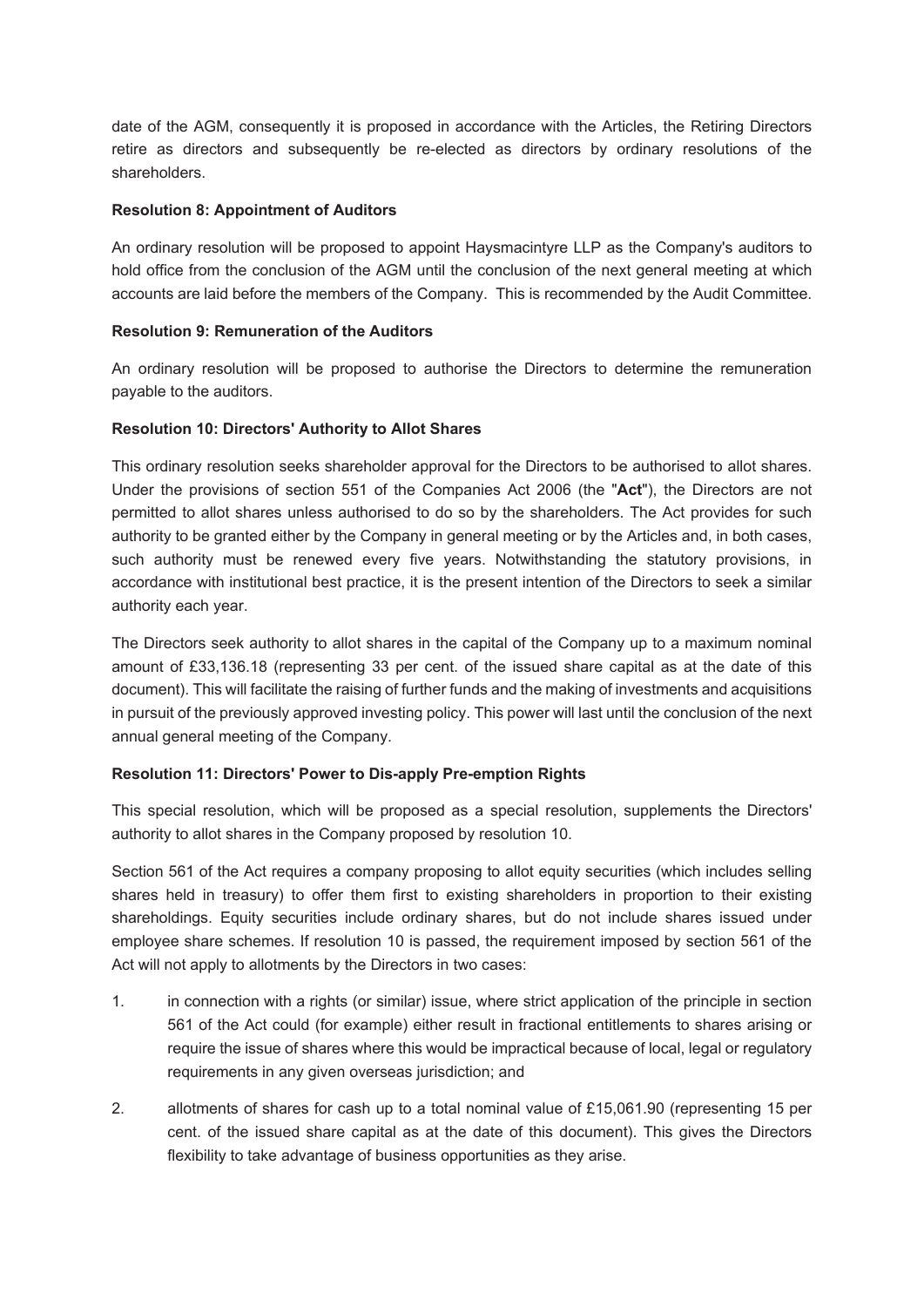date of the AGM, consequently it is proposed in accordance with the Articles, the Retiring Directors retire as directors and subsequently be re-elected as directors by ordinary resolutions of the shareholders.

**Resolution 8: Appointment of Auditors**

An ordinary resolution will be proposed to appoint Haysmacintyre LLP as the Company's auditors to hold office from the conclusion of the AGM until the conclusion of the next general meeting at which accounts are laid before the members of the Company. This is recommended by the Audit Committee.

**Resolution 9: Remuneration of the Auditors**

An ordinary resolution will be proposed to authorise the Directors to determine the remuneration payable to the auditors.

**Resolution 10: Directors' Authority to Allot Shares**

This ordinary resolution seeks shareholder approval for the Directors to be authorised to allot shares. Under the provisions of section 551 of the Companies Act 2006 (the "**Act**"), the Directors are not permitted to allot shares unless authorised to do so by the shareholders. The Act provides for such authority to be granted either by the Company in general meeting or by the Articles and, in both cases, such authority must be renewed every five years. Notwithstanding the statutory provisions, in accordance with institutional best practice, it is the present intention of the Directors to seek a similar authority each year.

The Directors seek authority to allot shares in the capital of the Company up to a maximum nominal amount of £33,136.18 (representing 33 per cent. of the issued share capital as at the date of this document). This will facilitate the raising of further funds and the making of investments and acquisitions in pursuit of the previously approved investing policy. This power will last until the conclusion of the next annual general meeting of the Company.

**Resolution 11: Directors' Power to Dis-apply Pre-emption Rights**

This special resolution, which will be proposed as a special resolution, supplements the Directors' authority to allot shares in the Company proposed by resolution 10.

Section 561 of the Act requires a company proposing to allot equity securities (which includes selling shares held in treasury) to offer them first to existing shareholders in proportion to their existing shareholdings. Equity securities include ordinary shares, but do not include shares issued under employee share schemes. If resolution 10 is passed, the requirement imposed by section 561 of the Act will not apply to allotments by the Directors in two cases:

1. in connection with a rights (or similar) issue, where strict application of the principle in section 561 of the Act could (for example) either result in fractional entitlements to shares arising or require the issue of shares where this would be impractical because of local, legal or regulatory requirements in any given overseas jurisdiction; and

2. allotments of shares for cash up to a total nominal value of £15,061.90 (representing 15 per cent. of the issued share capital as at the date of this document). This gives the Directors flexibility to take advantage of business opportunities as they arise.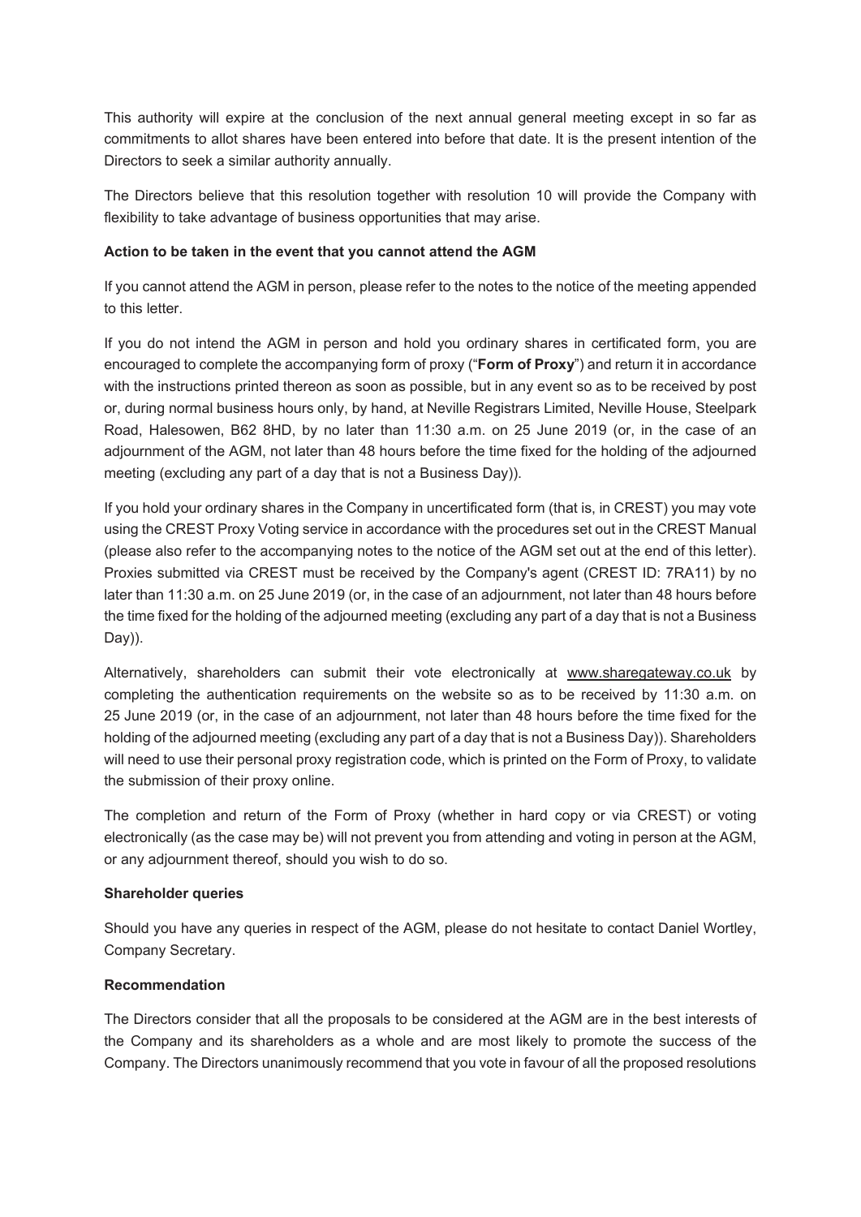This authority will expire at the conclusion of the next annual general meeting except in so far as commitments to allot shares have been entered into before that date. It is the present intention of the Directors to seek a similar authority annually.

The Directors believe that this resolution together with resolution 10 will provide the Company with flexibility to take advantage of business opportunities that may arise.

**Action to be taken in the event that you cannot attend the AGM**

If you cannot attend the AGM in person, please refer to the notes to the notice of the meeting appended to this letter.

If you do not intend the AGM in person and hold you ordinary shares in certificated form, you are encouraged to complete the accompanying form of proxy ("**Form of Proxy**") and return it in accordance with the instructions printed thereon as soon as possible, but in any event so as to be received by post or, during normal business hours only, by hand, at Neville Registrars Limited, Neville House, Steelpark Road, Halesowen, B62 8HD, by no later than 11:30 a.m. on 25 June 2019 (or, in the case of an adjournment of the AGM, not later than 48 hours before the time fixed for the holding of the adjourned meeting (excluding any part of a day that is not a Business Day)).

If you hold your ordinary shares in the Company in uncertificated form (that is, in CREST) you may vote using the CREST Proxy Voting service in accordance with the procedures set out in the CREST Manual (please also refer to the accompanying notes to the notice of the AGM set out at the end of this letter). Proxies submitted via CREST must be received by the Company's agent (CREST ID: 7RA11) by no later than 11:30 a.m. on 25 June 2019 (or, in the case of an adjournment, not later than 48 hours before the time fixed for the holding of the adjourned meeting (excluding any part of a day that is not a Business Day)).

Alternatively, shareholders can submit their vote electronically at www.sharegateway.co.uk by completing the authentication requirements on the website so as to be received by 11:30 a.m. on 25 June 2019 (or, in the case of an adjournment, not later than 48 hours before the time fixed for the holding of the adjourned meeting (excluding any part of a day that is not a Business Day)). Shareholders will need to use their personal proxy registration code, which is printed on the Form of Proxy, to validate the submission of their proxy online.

The completion and return of the Form of Proxy (whether in hard copy or via CREST) or voting electronically (as the case may be) will not prevent you from attending and voting in person at the AGM, or any adjournment thereof, should you wish to do so.

**Shareholder queries**

Should you have any queries in respect of the AGM, please do not hesitate to contact Daniel Wortley, Company Secretary.

**Recommendation**

The Directors consider that all the proposals to be considered at the AGM are in the best interests of the Company and its shareholders as a whole and are most likely to promote the success of the Company. The Directors unanimously recommend that you vote in favour of all the proposed resolutions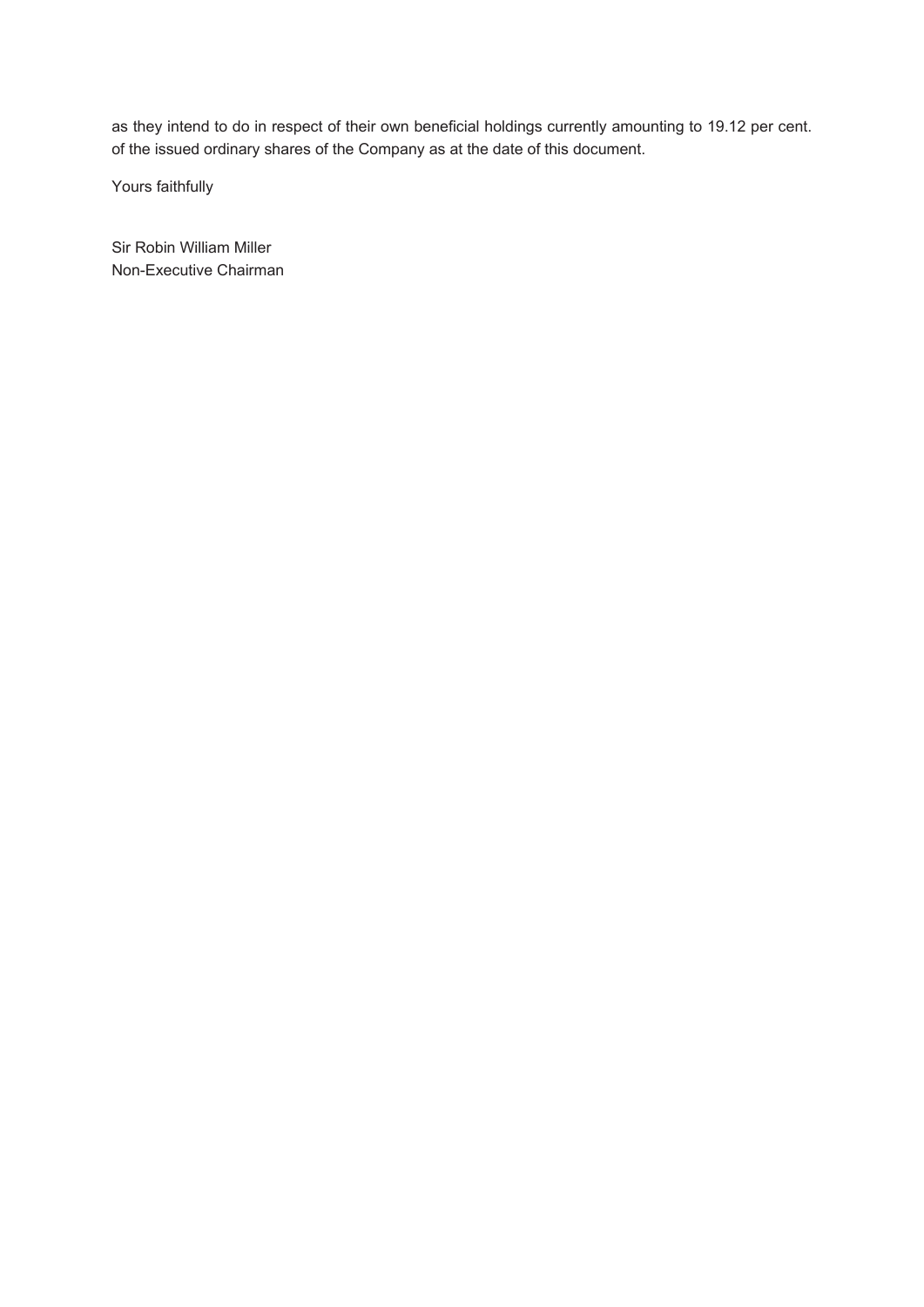as they intend to do in respect of their own beneficial holdings currently amounting to 19.12 per cent. of the issued ordinary shares of the Company as at the date of this document.

Yours faithfully

Sir Robin William Miller
Non-Executive Chairman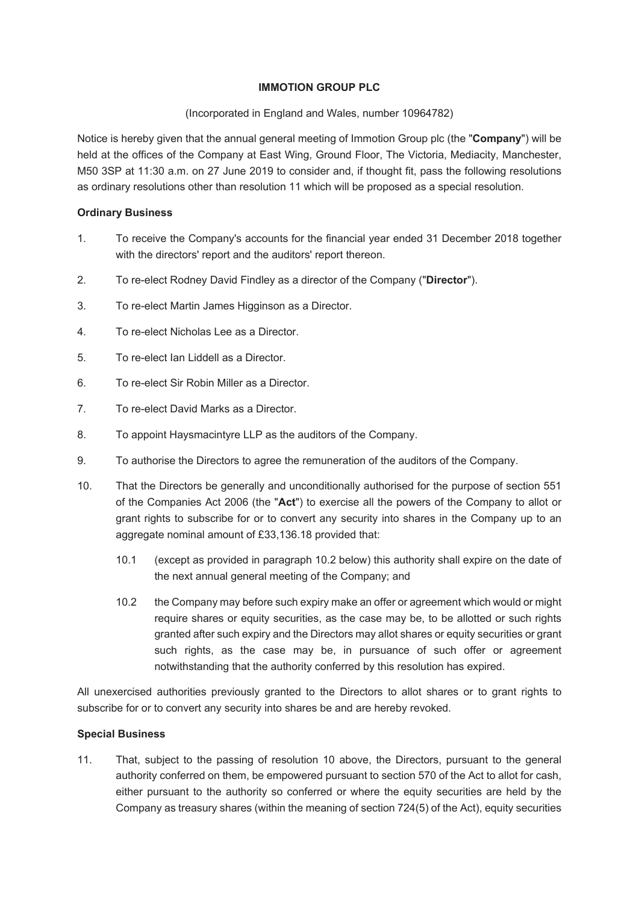**IMMOTION GROUP PLC**

(Incorporated in England and Wales, number 10964782)

Notice is hereby given that the annual general meeting of Immotion Group plc (the "**Company**") will be held at the offices of the Company at East Wing, Ground Floor, The Victoria, Mediacity, Manchester, M50 3SP at 11:30 a.m. on 27 June 2019 to consider and, if thought fit, pass the following resolutions as ordinary resolutions other than resolution 11 which will be proposed as a special resolution.

**Ordinary Business**

1. To receive the Company's accounts for the financial year ended 31 December 2018 together with the directors' report and the auditors' report thereon.

2. To re-elect Rodney David Findley as a director of the Company ("**Director**").

3. To re-elect Martin James Higginson as a Director.

4. To re-elect Nicholas Lee as a Director.

5. To re-elect Ian Liddell as a Director.

6. To re-elect Sir Robin Miller as a Director.

7. To re-elect David Marks as a Director.

8. To appoint Haysmacintyre LLP as the auditors of the Company.

9. To authorise the Directors to agree the remuneration of the auditors of the Company.

10. That the Directors be generally and unconditionally authorised for the purpose of section 551 of the Companies Act 2006 (the "**Act**") to exercise all the powers of the Company to allot or grant rights to subscribe for or to convert any security into shares in the Company up to an aggregate nominal amount of £33,136.18 provided that:

    10.1 (except as provided in paragraph 10.2 below) this authority shall expire on the date of the next annual general meeting of the Company; and

    10.2 the Company may before such expiry make an offer or agreement which would or might require shares or equity securities, as the case may be, to be allotted or such rights granted after such expiry and the Directors may allot shares or equity securities or grant such rights, as the case may be, in pursuance of such offer or agreement notwithstanding that the authority conferred by this resolution has expired.

All unexercised authorities previously granted to the Directors to allot shares or to grant rights to subscribe for or to convert any security into shares be and are hereby revoked.

**Special Business**

11. That, subject to the passing of resolution 10 above, the Directors, pursuant to the general authority conferred on them, be empowered pursuant to section 570 of the Act to allot for cash, either pursuant to the authority so conferred or where the equity securities are held by the Company as treasury shares (within the meaning of section 724(5) of the Act), equity securities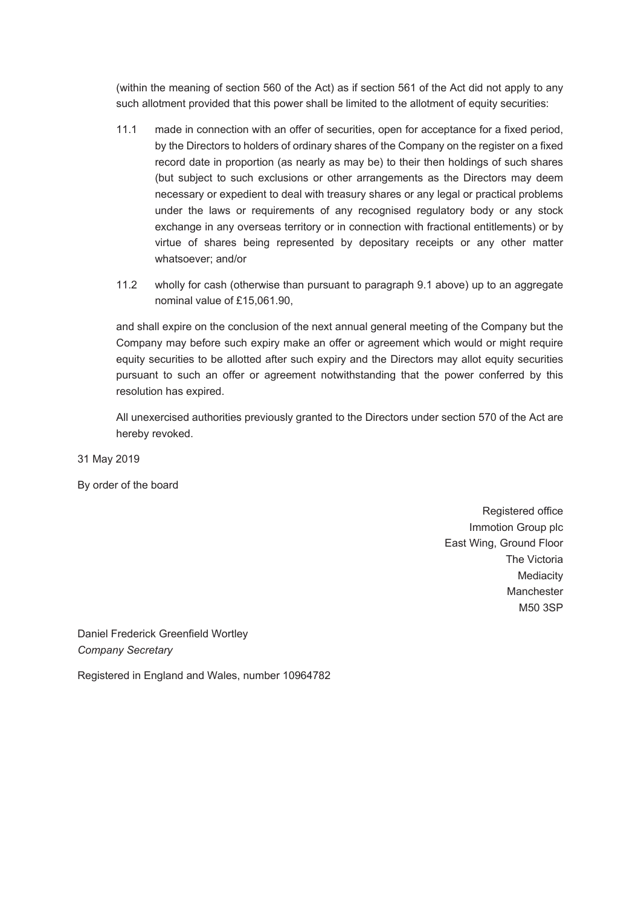(within the meaning of section 560 of the Act) as if section 561 of the Act did not apply to any such allotment provided that this power shall be limited to the allotment of equity securities:

11.1 made in connection with an offer of securities, open for acceptance for a fixed period, by the Directors to holders of ordinary shares of the Company on the register on a fixed record date in proportion (as nearly as may be) to their then holdings of such shares (but subject to such exclusions or other arrangements as the Directors may deem necessary or expedient to deal with treasury shares or any legal or practical problems under the laws or requirements of any recognised regulatory body or any stock exchange in any overseas territory or in connection with fractional entitlements) or by virtue of shares being represented by depositary receipts or any other matter whatsoever; and/or

11.2 wholly for cash (otherwise than pursuant to paragraph 9.1 above) up to an aggregate nominal value of £15,061.90,

and shall expire on the conclusion of the next annual general meeting of the Company but the Company may before such expiry make an offer or agreement which would or might require equity securities to be allotted after such expiry and the Directors may allot equity securities pursuant to such an offer or agreement notwithstanding that the power conferred by this resolution has expired.

All unexercised authorities previously granted to the Directors under section 570 of the Act are hereby revoked.

31 May 2019

By order of the board

Registered office
Immotion Group plc
East Wing, Ground Floor
The Victoria
Mediacity
Manchester
M50 3SP

Daniel Frederick Greenfield Wortley
*Company Secretary*

Registered in England and Wales, number 10964782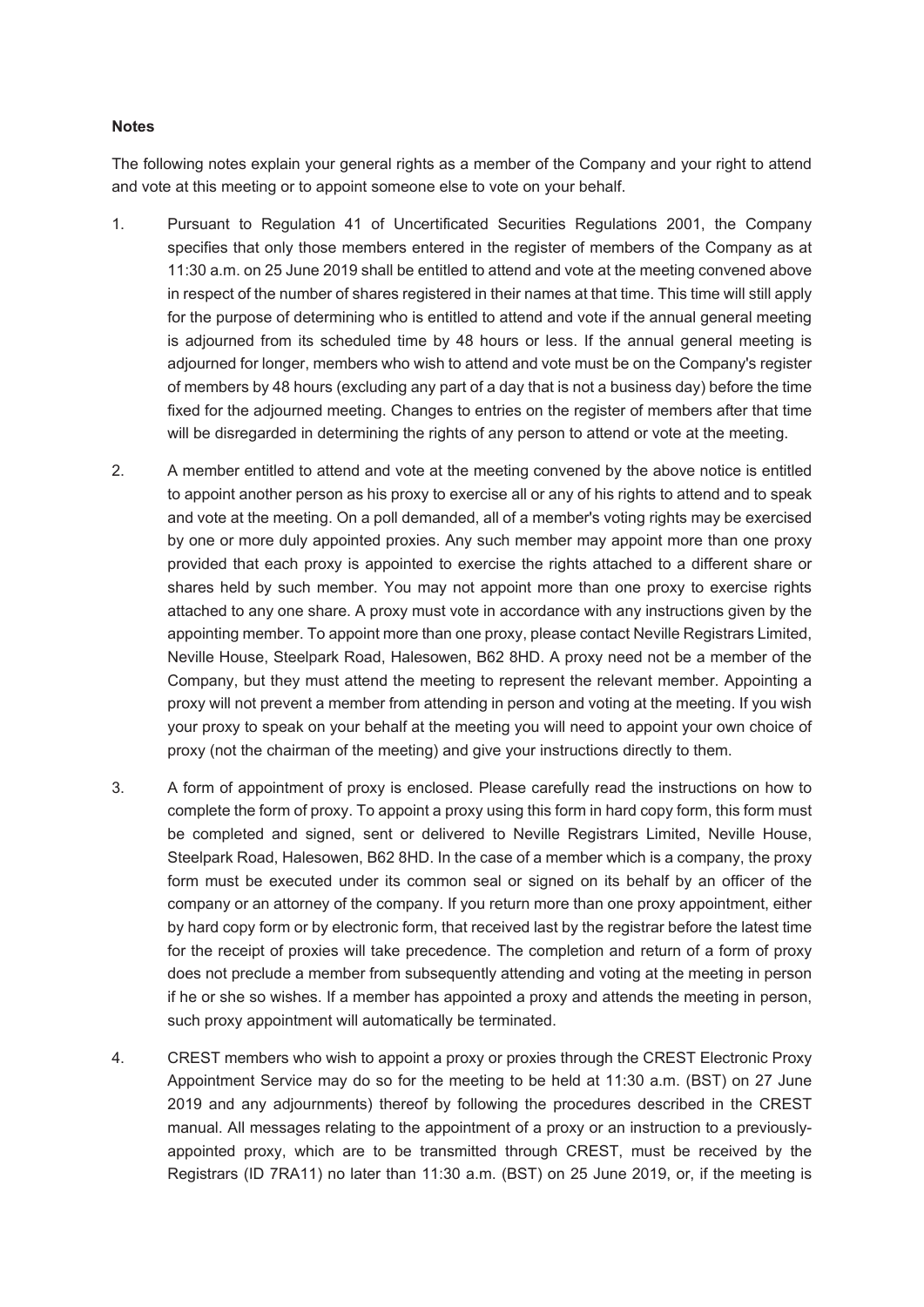**Notes**

The following notes explain your general rights as a member of the Company and your right to attend and vote at this meeting or to appoint someone else to vote on your behalf.

1. Pursuant to Regulation 41 of Uncertificated Securities Regulations 2001, the Company specifies that only those members entered in the register of members of the Company as at 11:30 a.m. on 25 June 2019 shall be entitled to attend and vote at the meeting convened above in respect of the number of shares registered in their names at that time. This time will still apply for the purpose of determining who is entitled to attend and vote if the annual general meeting is adjourned from its scheduled time by 48 hours or less. If the annual general meeting is adjourned for longer, members who wish to attend and vote must be on the Company's register of members by 48 hours (excluding any part of a day that is not a business day) before the time fixed for the adjourned meeting. Changes to entries on the register of members after that time will be disregarded in determining the rights of any person to attend or vote at the meeting.

2. A member entitled to attend and vote at the meeting convened by the above notice is entitled to appoint another person as his proxy to exercise all or any of his rights to attend and to speak and vote at the meeting. On a poll demanded, all of a member's voting rights may be exercised by one or more duly appointed proxies. Any such member may appoint more than one proxy provided that each proxy is appointed to exercise the rights attached to a different share or shares held by such member. You may not appoint more than one proxy to exercise rights attached to any one share. A proxy must vote in accordance with any instructions given by the appointing member. To appoint more than one proxy, please contact Neville Registrars Limited, Neville House, Steelpark Road, Halesowen, B62 8HD. A proxy need not be a member of the Company, but they must attend the meeting to represent the relevant member. Appointing a proxy will not prevent a member from attending in person and voting at the meeting. If you wish your proxy to speak on your behalf at the meeting you will need to appoint your own choice of proxy (not the chairman of the meeting) and give your instructions directly to them.

3. A form of appointment of proxy is enclosed. Please carefully read the instructions on how to complete the form of proxy. To appoint a proxy using this form in hard copy form, this form must be completed and signed, sent or delivered to Neville Registrars Limited, Neville House, Steelpark Road, Halesowen, B62 8HD. In the case of a member which is a company, the proxy form must be executed under its common seal or signed on its behalf by an officer of the company or an attorney of the company. If you return more than one proxy appointment, either by hard copy form or by electronic form, that received last by the registrar before the latest time for the receipt of proxies will take precedence. The completion and return of a form of proxy does not preclude a member from subsequently attending and voting at the meeting in person if he or she so wishes. If a member has appointed a proxy and attends the meeting in person, such proxy appointment will automatically be terminated.

4. CREST members who wish to appoint a proxy or proxies through the CREST Electronic Proxy Appointment Service may do so for the meeting to be held at 11:30 a.m. (BST) on 27 June 2019 and any adjournments) thereof by following the procedures described in the CREST manual. All messages relating to the appointment of a proxy or an instruction to a previously-appointed proxy, which are to be transmitted through CREST, must be received by the Registrars (ID 7RA11) no later than 11:30 a.m. (BST) on 25 June 2019, or, if the meeting is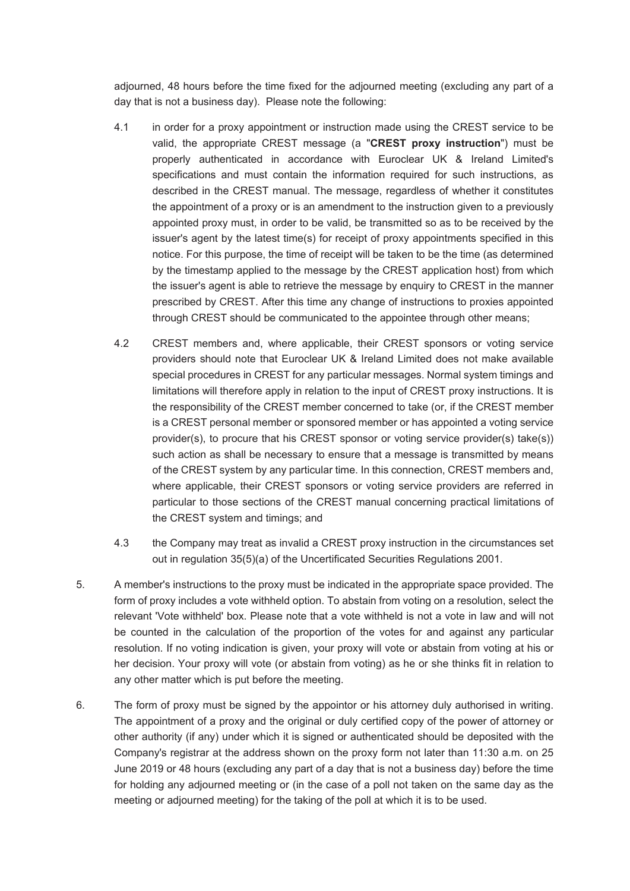adjourned, 48 hours before the time fixed for the adjourned meeting (excluding any part of a day that is not a business day). Please note the following:

4.1 in order for a proxy appointment or instruction made using the CREST service to be valid, the appropriate CREST message (a "**CREST proxy instruction**") must be properly authenticated in accordance with Euroclear UK & Ireland Limited's specifications and must contain the information required for such instructions, as described in the CREST manual. The message, regardless of whether it constitutes the appointment of a proxy or is an amendment to the instruction given to a previously appointed proxy must, in order to be valid, be transmitted so as to be received by the issuer's agent by the latest time(s) for receipt of proxy appointments specified in this notice. For this purpose, the time of receipt will be taken to be the time (as determined by the timestamp applied to the message by the CREST application host) from which the issuer's agent is able to retrieve the message by enquiry to CREST in the manner prescribed by CREST. After this time any change of instructions to proxies appointed through CREST should be communicated to the appointee through other means;

4.2 CREST members and, where applicable, their CREST sponsors or voting service providers should note that Euroclear UK & Ireland Limited does not make available special procedures in CREST for any particular messages. Normal system timings and limitations will therefore apply in relation to the input of CREST proxy instructions. It is the responsibility of the CREST member concerned to take (or, if the CREST member is a CREST personal member or sponsored member or has appointed a voting service provider(s), to procure that his CREST sponsor or voting service provider(s) take(s)) such action as shall be necessary to ensure that a message is transmitted by means of the CREST system by any particular time. In this connection, CREST members and, where applicable, their CREST sponsors or voting service providers are referred in particular to those sections of the CREST manual concerning practical limitations of the CREST system and timings; and

4.3 the Company may treat as invalid a CREST proxy instruction in the circumstances set out in regulation 35(5)(a) of the Uncertificated Securities Regulations 2001.

5. A member's instructions to the proxy must be indicated in the appropriate space provided. The form of proxy includes a vote withheld option. To abstain from voting on a resolution, select the relevant 'Vote withheld' box. Please note that a vote withheld is not a vote in law and will not be counted in the calculation of the proportion of the votes for and against any particular resolution. If no voting indication is given, your proxy will vote or abstain from voting at his or her decision. Your proxy will vote (or abstain from voting) as he or she thinks fit in relation to any other matter which is put before the meeting.

6. The form of proxy must be signed by the appointor or his attorney duly authorised in writing. The appointment of a proxy and the original or duly certified copy of the power of attorney or other authority (if any) under which it is signed or authenticated should be deposited with the Company's registrar at the address shown on the proxy form not later than 11:30 a.m. on 25 June 2019 or 48 hours (excluding any part of a day that is not a business day) before the time for holding any adjourned meeting or (in the case of a poll not taken on the same day as the meeting or adjourned meeting) for the taking of the poll at which it is to be used.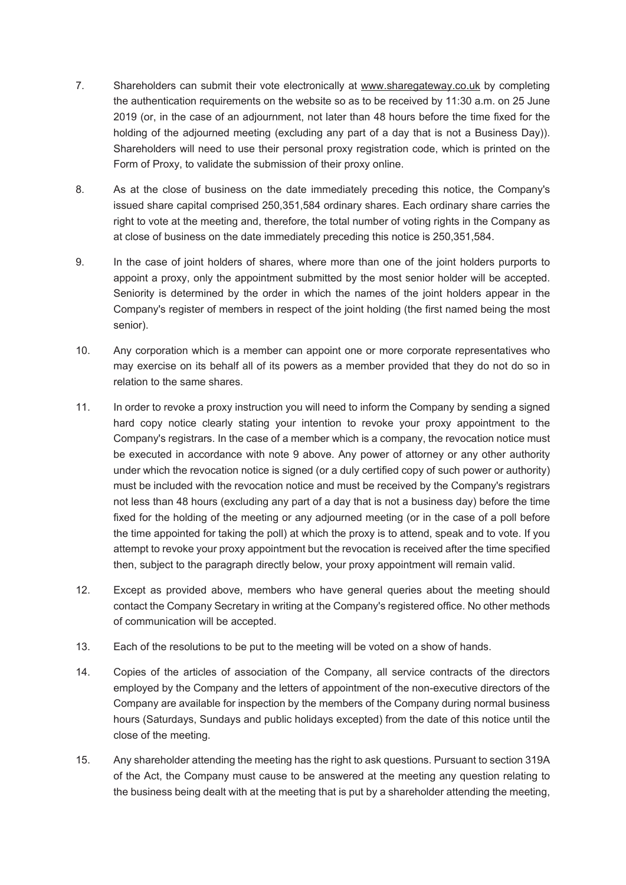7. Shareholders can submit their vote electronically at www.sharegateway.co.uk by completing the authentication requirements on the website so as to be received by 11:30 a.m. on 25 June 2019 (or, in the case of an adjournment, not later than 48 hours before the time fixed for the holding of the adjourned meeting (excluding any part of a day that is not a Business Day)). Shareholders will need to use their personal proxy registration code, which is printed on the Form of Proxy, to validate the submission of their proxy online.

8. As at the close of business on the date immediately preceding this notice, the Company's issued share capital comprised 250,351,584 ordinary shares. Each ordinary share carries the right to vote at the meeting and, therefore, the total number of voting rights in the Company as at close of business on the date immediately preceding this notice is 250,351,584.

9. In the case of joint holders of shares, where more than one of the joint holders purports to appoint a proxy, only the appointment submitted by the most senior holder will be accepted. Seniority is determined by the order in which the names of the joint holders appear in the Company's register of members in respect of the joint holding (the first named being the most senior).

10. Any corporation which is a member can appoint one or more corporate representatives who may exercise on its behalf all of its powers as a member provided that they do not do so in relation to the same shares.

11. In order to revoke a proxy instruction you will need to inform the Company by sending a signed hard copy notice clearly stating your intention to revoke your proxy appointment to the Company's registrars. In the case of a member which is a company, the revocation notice must be executed in accordance with note 9 above. Any power of attorney or any other authority under which the revocation notice is signed (or a duly certified copy of such power or authority) must be included with the revocation notice and must be received by the Company's registrars not less than 48 hours (excluding any part of a day that is not a business day) before the time fixed for the holding of the meeting or any adjourned meeting (or in the case of a poll before the time appointed for taking the poll) at which the proxy is to attend, speak and to vote. If you attempt to revoke your proxy appointment but the revocation is received after the time specified then, subject to the paragraph directly below, your proxy appointment will remain valid.

12. Except as provided above, members who have general queries about the meeting should contact the Company Secretary in writing at the Company's registered office. No other methods of communication will be accepted.

13. Each of the resolutions to be put to the meeting will be voted on a show of hands.

14. Copies of the articles of association of the Company, all service contracts of the directors employed by the Company and the letters of appointment of the non-executive directors of the Company are available for inspection by the members of the Company during normal business hours (Saturdays, Sundays and public holidays excepted) from the date of this notice until the close of the meeting.

15. Any shareholder attending the meeting has the right to ask questions. Pursuant to section 319A of the Act, the Company must cause to be answered at the meeting any question relating to the business being dealt with at the meeting that is put by a shareholder attending the meeting,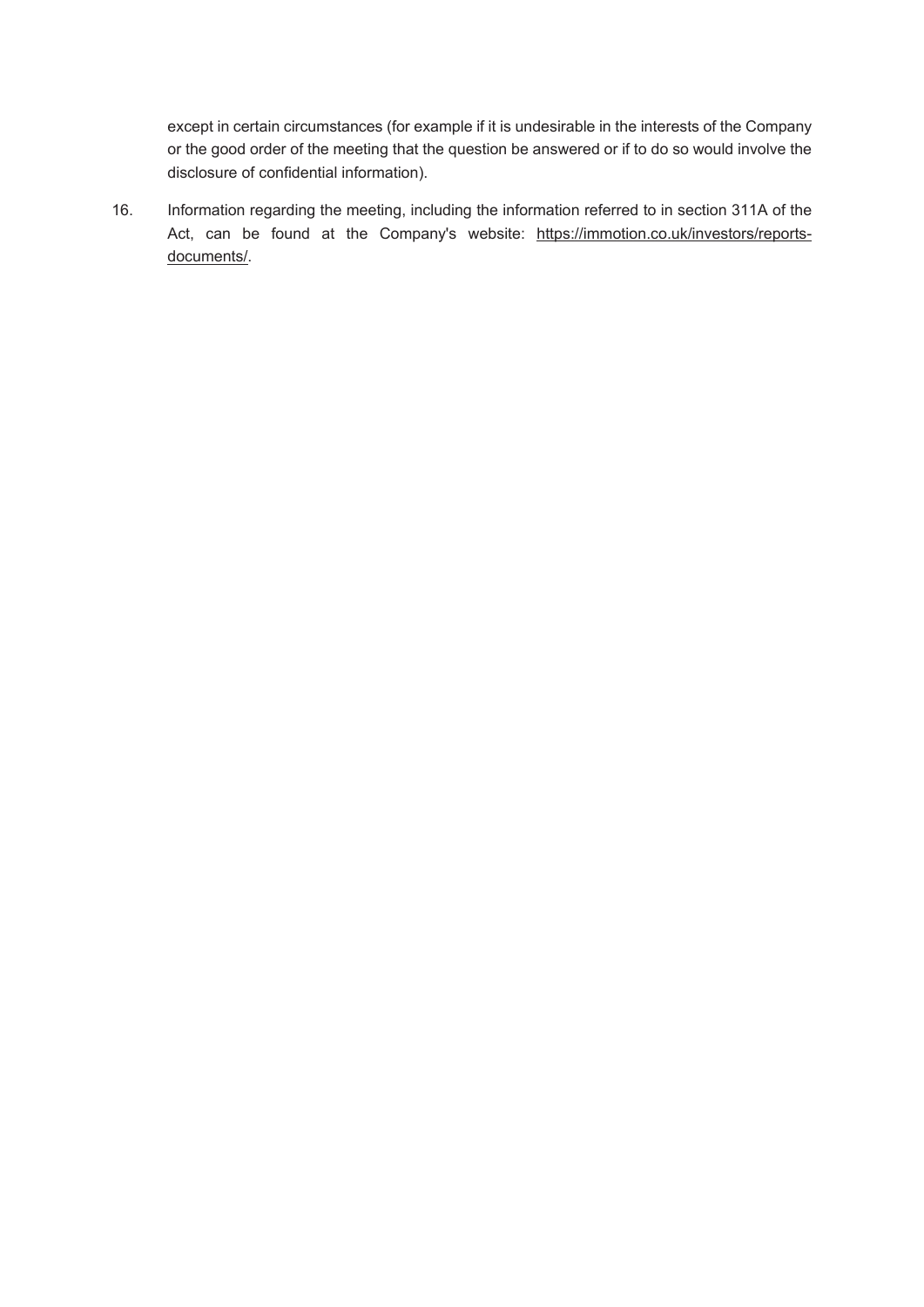except in certain circumstances (for example if it is undesirable in the interests of the Company or the good order of the meeting that the question be answered or if to do so would involve the disclosure of confidential information).

16. Information regarding the meeting, including the information referred to in section 311A of the Act, can be found at the Company's website: https://immotion.co.uk/investors/reports-documents/.